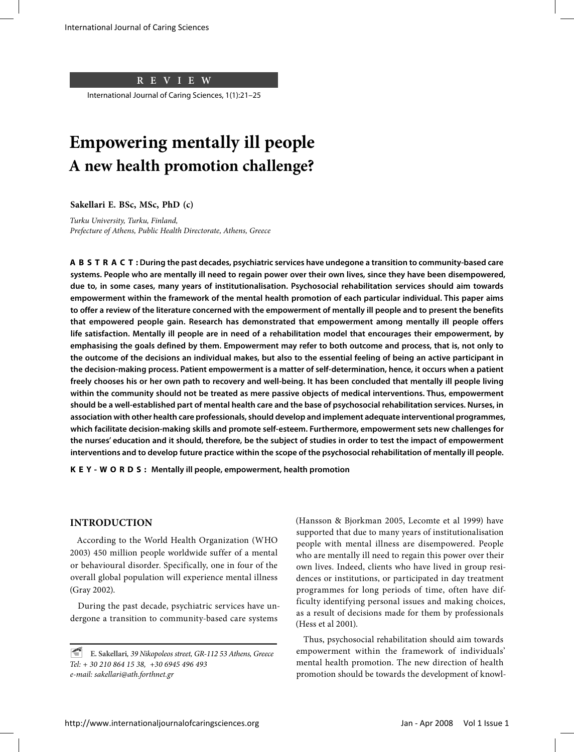REVIEW

# Empowering mentally ill people
## A new health promotion challenge?

**Sakellari E. BSc, MSc, PhD (c)**

*Turku University, Turku, Finland,*
*Prefecture of Athens, Public Health Directorate, Athens, Greece*

**ABSTRACT: During the past decades, psychiatric services have undegone a transition to community-based care systems. People who are mentally ill need to regain power over their own lives, since they have been disempowered, due to, in some cases, many years of institutionalisation. Psychosocial rehabilitation services should aim towards empowerment within the framework of the mental health promotion of each particular individual. This paper aims to offer a review of the literature concerned with the empowerment of mentally ill people and to present the benefits that empowered people gain. Research has demonstrated that empowerment among mentally ill people offers life satisfaction. Mentally ill people are in need of a rehabilitation model that encourages their empowerment, by emphasising the goals defined by them. Empowerment may refer to both outcome and process, that is, not only to the outcome of the decisions an individual makes, but also to the essential feeling of being an active participant in the decision-making process. Patient empowerment is a matter of self-determination, hence, it occurs when a patient freely chooses his or her own path to recovery and well-being. It has been concluded that mentally ill people living within the community should not be treated as mere passive objects of medical interventions. Thus, empowerment should be a well-established part of mental health care and the base of psychosocial rehabilitation services. Nurses, in association with other health care professionals, should develop and implement adequate interventional programmes, which facilitate decision-making skills and promote self-esteem. Furthermore, empowerment sets new challenges for the nurses' education and it should, therefore, be the subject of studies in order to test the impact of empowerment interventions and to develop future practice within the scope of the psychosocial rehabilitation of mentally ill people.**

**KEY-WORDS: Mentally ill people, empowerment, health promotion**

## INTRODUCTION

According to the World Health Organization (WHO 2003) 450 million people worldwide suffer of a mental or behavioural disorder. Specifically, one in four of the overall global population will experience mental illness (Gray 2002).

During the past decade, psychiatric services have undergone a transition to community-based care systems (Hansson & Bjorkman 2005, Lecomte et al 1999) have supported that due to many years of institutionalisation people with mental illness are disempowered. People who are mentally ill need to regain this power over their own lives. Indeed, clients who have lived in group residences or institutions, or participated in day treatment programmes for long periods of time, often have difficulty identifying personal issues and making choices, as a result of decisions made for them by professionals (Hess et al 2001).

Thus, psychosocial rehabilitation should aim towards empowerment within the framework of individuals' mental health promotion. The new direction of health promotion should be towards the development of knowl-

E. Sakellari, *39 Nikopoleos street, GR-112 53 Athens, Greece*
*Tel: + 30 210 864 15 38, +30 6945 496 493*
*e-mail: sakellari@ath.forthnet.gr*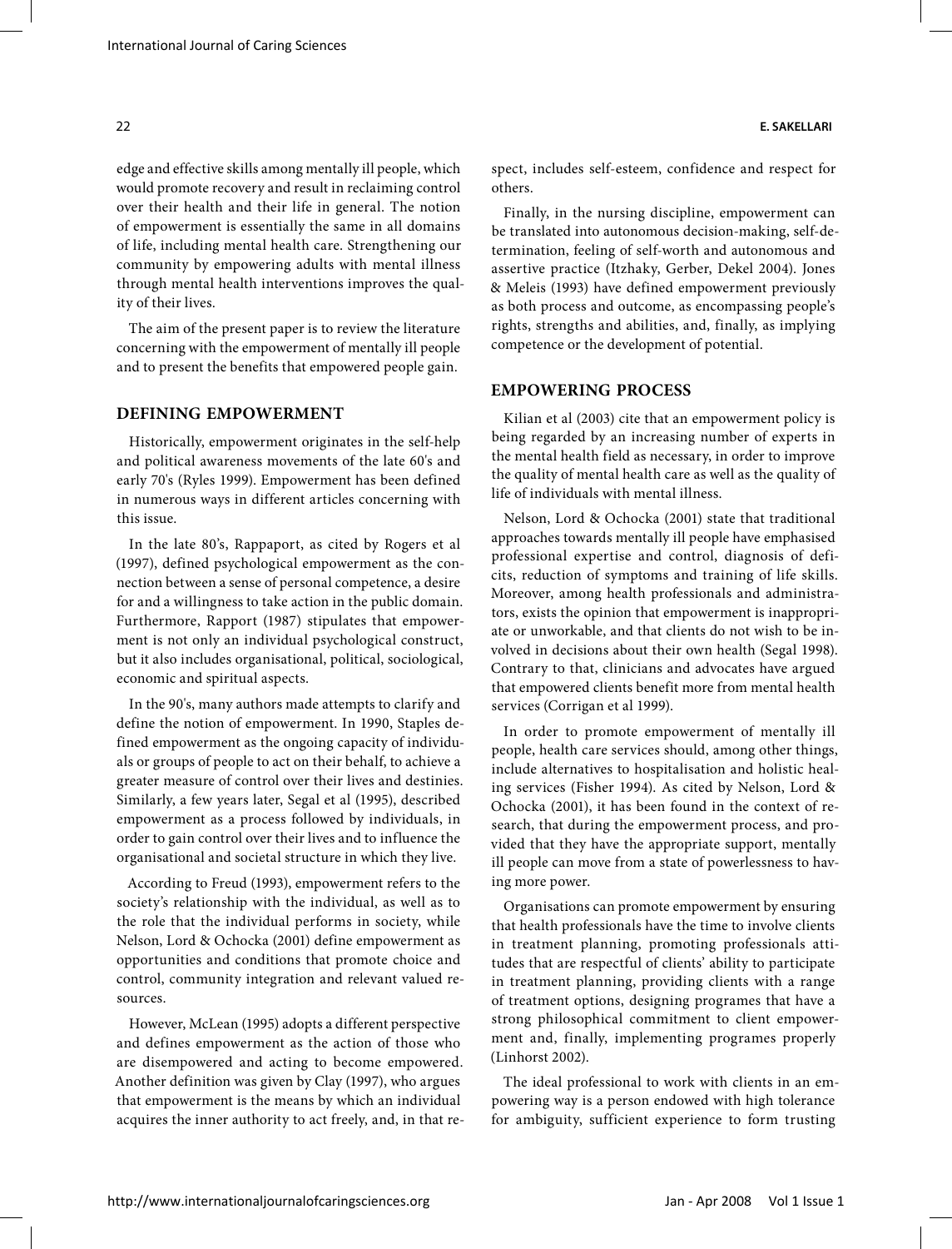edge and effective skills among mentally ill people, which would promote recovery and result in reclaiming control over their health and their life in general. The notion of empowerment is essentially the same in all domains of life, including mental health care. Strengthening our community by empowering adults with mental illness through mental health interventions improves the quality of their lives.

The aim of the present paper is to review the literature concerning with the empowerment of mentally ill people and to present the benefits that empowered people gain.

## DEFINING EMPOWERMENT

Historically, empowerment originates in the self-help and political awareness movements of the late 60's and early 70's (Ryles 1999). Empowerment has been defined in numerous ways in different articles concerning with this issue.

In the late 80's, Rappaport, as cited by Rogers et al (1997), defined psychological empowerment as the connection between a sense of personal competence, a desire for and a willingness to take action in the public domain. Furthermore, Rapport (1987) stipulates that empowerment is not only an individual psychological construct, but it also includes organisational, political, sociological, economic and spiritual aspects.

In the 90's, many authors made attempts to clarify and define the notion of empowerment. In 1990, Staples defined empowerment as the ongoing capacity of individuals or groups of people to act on their behalf, to achieve a greater measure of control over their lives and destinies. Similarly, a few years later, Segal et al (1995), described empowerment as a process followed by individuals, in order to gain control over their lives and to influence the organisational and societal structure in which they live.

According to Freud (1993), empowerment refers to the society's relationship with the individual, as well as to the role that the individual performs in society, while Nelson, Lord & Ochocka (2001) define empowerment as opportunities and conditions that promote choice and control, community integration and relevant valued resources.

However, McLean (1995) adopts a different perspective and defines empowerment as the action of those who are disempowered and acting to become empowered. Another definition was given by Clay (1997), who argues that empowerment is the means by which an individual acquires the inner authority to act freely, and, in that respect, includes self-esteem, confidence and respect for others.

Finally, in the nursing discipline, empowerment can be translated into autonomous decision-making, self-determination, feeling of self-worth and autonomous and assertive practice (Itzhaky, Gerber, Dekel 2004). Jones & Meleis (1993) have defined empowerment previously as both process and outcome, as encompassing people's rights, strengths and abilities, and, finally, as implying competence or the development of potential.

## EMPOWERING PROCESS

Kilian et al (2003) cite that an empowerment policy is being regarded by an increasing number of experts in the mental health field as necessary, in order to improve the quality of mental health care as well as the quality of life of individuals with mental illness.

Nelson, Lord & Ochocka (2001) state that traditional approaches towards mentally ill people have emphasised professional expertise and control, diagnosis of deficits, reduction of symptoms and training of life skills. Moreover, among health professionals and administrators, exists the opinion that empowerment is inappropriate or unworkable, and that clients do not wish to be involved in decisions about their own health (Segal 1998). Contrary to that, clinicians and advocates have argued that empowered clients benefit more from mental health services (Corrigan et al 1999).

In order to promote empowerment of mentally ill people, health care services should, among other things, include alternatives to hospitalisation and holistic healing services (Fisher 1994). As cited by Nelson, Lord & Ochocka (2001), it has been found in the context of research, that during the empowerment process, and provided that they have the appropriate support, mentally ill people can move from a state of powerlessness to having more power.

Organisations can promote empowerment by ensuring that health professionals have the time to involve clients in treatment planning, promoting professionals attitudes that are respectful of clients' ability to participate in treatment planning, providing clients with a range of treatment options, designing programes that have a strong philosophical commitment to client empowerment and, finally, implementing programes properly (Linhorst 2002).

The ideal professional to work with clients in an empowering way is a person endowed with high tolerance for ambiguity, sufficient experience to form trusting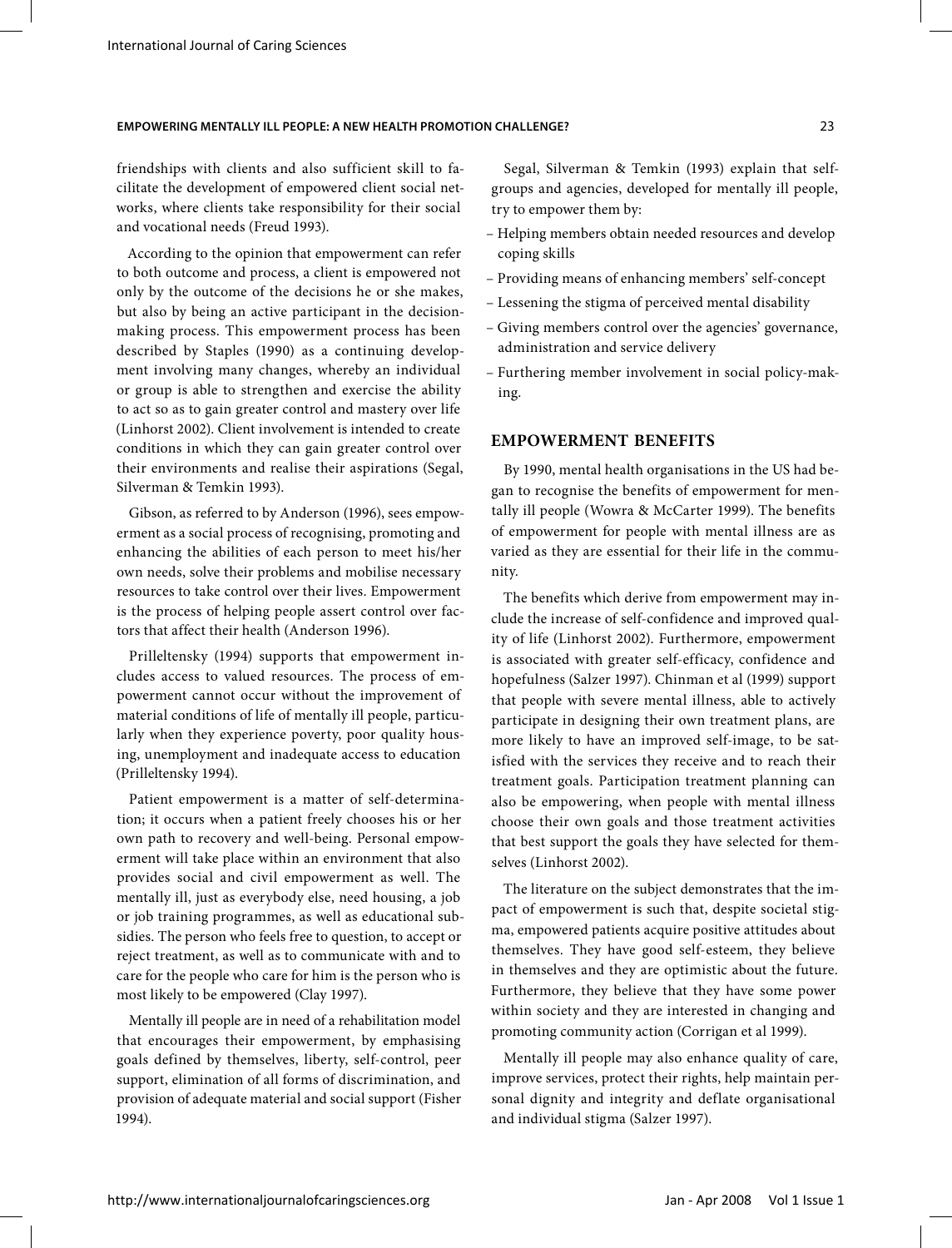friendships with clients and also sufficient skill to facilitate the development of empowered client social networks, where clients take responsibility for their social and vocational needs (Freud 1993).

According to the opinion that empowerment can refer to both outcome and process, a client is empowered not only by the outcome of the decisions he or she makes, but also by being an active participant in the decision-making process. This empowerment process has been described by Staples (1990) as a continuing development involving many changes, whereby an individual or group is able to strengthen and exercise the ability to act so as to gain greater control and mastery over life (Linhorst 2002). Client involvement is intended to create conditions in which they can gain greater control over their environments and realise their aspirations (Segal, Silverman & Temkin 1993).

Gibson, as referred to by Anderson (1996), sees empowerment as a social process of recognising, promoting and enhancing the abilities of each person to meet his/her own needs, solve their problems and mobilise necessary resources to take control over their lives. Empowerment is the process of helping people assert control over factors that affect their health (Anderson 1996).

Prilleltensky (1994) supports that empowerment includes access to valued resources. The process of empowerment cannot occur without the improvement of material conditions of life of mentally ill people, particularly when they experience poverty, poor quality housing, unemployment and inadequate access to education (Prilleltensky 1994).

Patient empowerment is a matter of self-determination; it occurs when a patient freely chooses his or her own path to recovery and well-being. Personal empowerment will take place within an environment that also provides social and civil empowerment as well. The mentally ill, just as everybody else, need housing, a job or job training programmes, as well as educational subsidies. The person who feels free to question, to accept or reject treatment, as well as to communicate with and to care for the people who care for him is the person who is most likely to be empowered (Clay 1997).

Mentally ill people are in need of a rehabilitation model that encourages their empowerment, by emphasising goals defined by themselves, liberty, self-control, peer support, elimination of all forms of discrimination, and provision of adequate material and social support (Fisher 1994).

Segal, Silverman & Temkin (1993) explain that self-groups and agencies, developed for mentally ill people, try to empower them by:

- Helping members obtain needed resources and develop coping skills
- Providing means of enhancing members' self-concept
- Lessening the stigma of perceived mental disability
- Giving members control over the agencies' governance, administration and service delivery
- Furthering member involvement in social policy-making.

## EMPOWERMENT BENEFITS

By 1990, mental health organisations in the US had began to recognise the benefits of empowerment for mentally ill people (Wowra & McCarter 1999). The benefits of empowerment for people with mental illness are as varied as they are essential for their life in the community.

The benefits which derive from empowerment may include the increase of self-confidence and improved quality of life (Linhorst 2002). Furthermore, empowerment is associated with greater self-efficacy, confidence and hopefulness (Salzer 1997). Chinman et al (1999) support that people with severe mental illness, able to actively participate in designing their own treatment plans, are more likely to have an improved self-image, to be satisfied with the services they receive and to reach their treatment goals. Participation treatment planning can also be empowering, when people with mental illness choose their own goals and those treatment activities that best support the goals they have selected for themselves (Linhorst 2002).

The literature on the subject demonstrates that the impact of empowerment is such that, despite societal stigma, empowered patients acquire positive attitudes about themselves. They have good self-esteem, they believe in themselves and they are optimistic about the future. Furthermore, they believe that they have some power within society and they are interested in changing and promoting community action (Corrigan et al 1999).

Mentally ill people may also enhance quality of care, improve services, protect their rights, help maintain personal dignity and integrity and deflate organisational and individual stigma (Salzer 1997).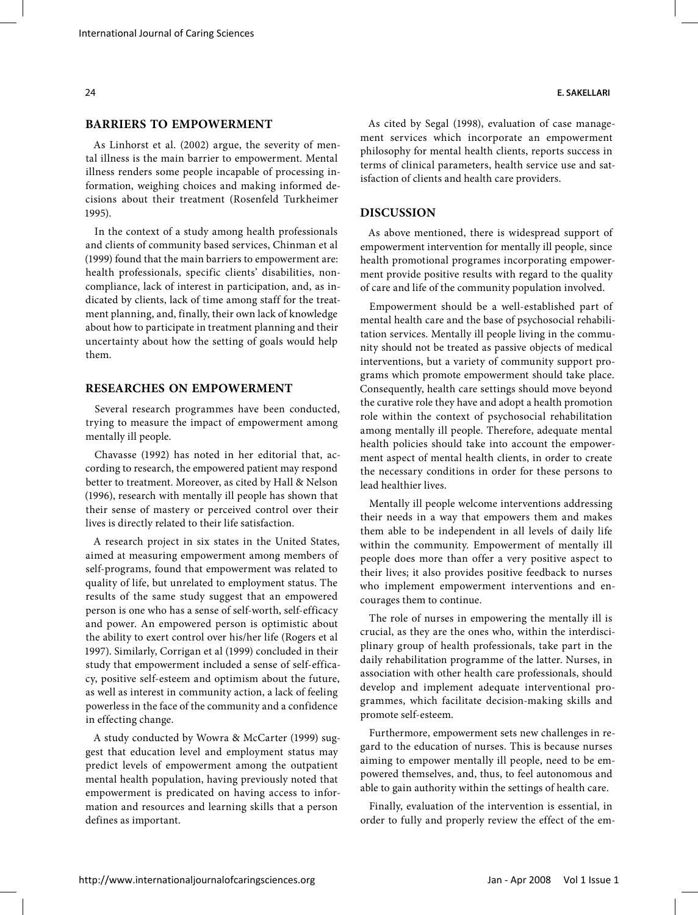## BARRIERS TO EMPOWERMENT

As Linhorst et al. (2002) argue, the severity of mental illness is the main barrier to empowerment. Mental illness renders some people incapable of processing information, weighing choices and making informed decisions about their treatment (Rosenfeld Turkheimer 1995).

In the context of a study among health professionals and clients of community based services, Chinman et al (1999) found that the main barriers to empowerment are: health professionals, specific clients' disabilities, noncompliance, lack of interest in participation, and, as indicated by clients, lack of time among staff for the treatment planning, and, finally, their own lack of knowledge about how to participate in treatment planning and their uncertainty about how the setting of goals would help them.

## RESEARCHES ON EMPOWERMENT

Several research programmes have been conducted, trying to measure the impact of empowerment among mentally ill people.

Chavasse (1992) has noted in her editorial that, according to research, the empowered patient may respond better to treatment. Moreover, as cited by Hall & Nelson (1996), research with mentally ill people has shown that their sense of mastery or perceived control over their lives is directly related to their life satisfaction.

A research project in six states in the United States, aimed at measuring empowerment among members of self-programs, found that empowerment was related to quality of life, but unrelated to employment status. The results of the same study suggest that an empowered person is one who has a sense of self-worth, self-efficacy and power. An empowered person is optimistic about the ability to exert control over his/her life (Rogers et al 1997). Similarly, Corrigan et al (1999) concluded in their study that empowerment included a sense of self-efficacy, positive self-esteem and optimism about the future, as well as interest in community action, a lack of feeling powerless in the face of the community and a confidence in effecting change.

A study conducted by Wowra & McCarter (1999) suggest that education level and employment status may predict levels of empowerment among the outpatient mental health population, having previously noted that empowerment is predicated on having access to information and resources and learning skills that a person defines as important.

As cited by Segal (1998), evaluation of case management services which incorporate an empowerment philosophy for mental health clients, reports success in terms of clinical parameters, health service use and satisfaction of clients and health care providers.

## DISCUSSION

As above mentioned, there is widespread support of empowerment intervention for mentally ill people, since health promotional programes incorporating empowerment provide positive results with regard to the quality of care and life of the community population involved.

Empowerment should be a well-established part of mental health care and the base of psychosocial rehabilitation services. Mentally ill people living in the community should not be treated as passive objects of medical interventions, but a variety of community support programs which promote empowerment should take place. Consequently, health care settings should move beyond the curative role they have and adopt a health promotion role within the context of psychosocial rehabilitation among mentally ill people. Therefore, adequate mental health policies should take into account the empowerment aspect of mental health clients, in order to create the necessary conditions in order for these persons to lead healthier lives.

Mentally ill people welcome interventions addressing their needs in a way that empowers them and makes them able to be independent in all levels of daily life within the community. Empowerment of mentally ill people does more than offer a very positive aspect to their lives; it also provides positive feedback to nurses who implement empowerment interventions and encourages them to continue.

The role of nurses in empowering the mentally ill is crucial, as they are the ones who, within the interdisciplinary group of health professionals, take part in the daily rehabilitation programme of the latter. Nurses, in association with other health care professionals, should develop and implement adequate interventional programmes, which facilitate decision-making skills and promote self-esteem.

Furthermore, empowerment sets new challenges in regard to the education of nurses. This is because nurses aiming to empower mentally ill people, need to be empowered themselves, and, thus, to feel autonomous and able to gain authority within the settings of health care.

Finally, evaluation of the intervention is essential, in order to fully and properly review the effect of the em-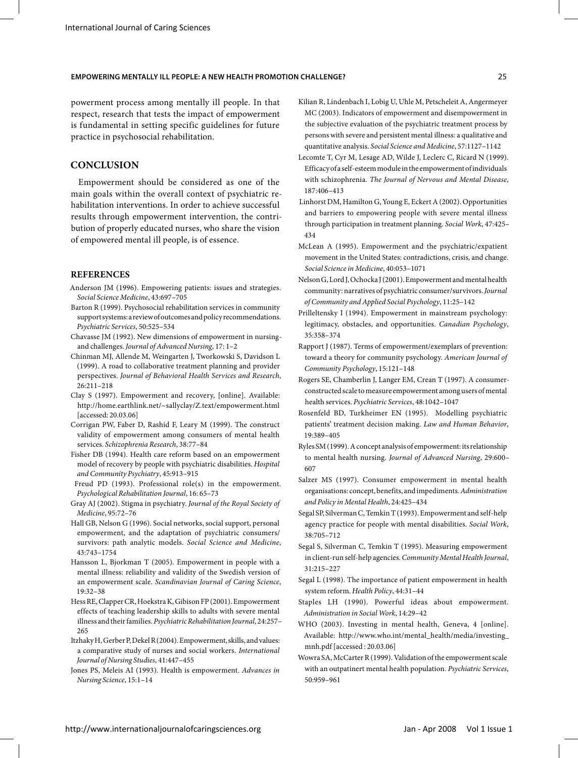powerment process among mentally ill people. In that respect, research that tests the impact of empowerment is fundamental in setting specific guidelines for future practice in psychosocial rehabilitation.

## CONCLUSION

Empowerment should be considered as one of the main goals within the overall context of psychiatric rehabilitation interventions. In order to achieve successful results through empowerment intervention, the contribution of properly educated nurses, who share the vision of empowered mental ill people, is of essence.

## REFERENCES

Anderson JM (1996). Empowering patients: issues and strategies. *Social Science Medicine*, 43:697–705

Barton R (1999). Psychosocial rehabilitation services in community support systems: a review of outcomes and policy recommendations. *Psychiatric Services*, 50:525–534

Chavasse JM (1992). New dimensions of empowerment in nursing-and challenges. *Journal of Advanced Nursing*, 17: 1–2

Chinman MJ, Allende M, Weingarten J, Tworkowski S, Davidson L (1999). A road to collaborative treatment planning and provider perspectives. *Journal of Behavioral Health Services and Research*, 26:211–218

Clay S (1997). Empowerment and recovery, [online]. Available: http://home.earthlink.net/~sallyclay/Z.text/empowerment.html [accessed: 20.03.06]

Corrigan PW, Faber D, Rashid F, Leary M (1999). The construct validity of empowerment among consumers of mental health services. *Schizophrenia Research*, 38:77–84

Fisher DB (1994). Health care reform based on an empowerment model of recovery by people with psychiatric disabilities. *Hospital and Community Psychiatry*, 45:913–915

Freud PD (1993). Professional role(s) in the empowerment. *Psychological Rehabilitation Journal*, 16: 65–73

Gray AJ (2002). Stigma in psychiatry. *Journal of the Royal Society of Medicine*, 95:72–76

Hall GB, Nelson G (1996). Social networks, social support, personal empowerment, and the adaptation of psychiatric consumers/survivors: path analytic models. *Social Science and Medicine*, 43:743–1754

Hansson L, Bjorkman T (2005). Empowerment in people with a mental illness: reliability and validity of the Swedish version of an empowerment scale. *Scandinavian Journal of Caring Science*, 19:32–38

Hess RE, Clapper CR, Hoekstra K, Gibison FP (2001). Empowerment effects of teaching leadership skills to adults with severe mental illness and their families. *Psychiatric Rehabilitation Journal*, 24:257–265

Itzhaky H, Gerber P, Dekel R (2004). Empowerment, skills, and values: a comparative study of nurses and social workers. *International Journal of Nursing Studies*, 41:447–455

Jones PS, Meleis AI (1993). Health is empowerment. *Advances in Nursing Science*, 15:1–14

Kilian R, Lindenbach I, Lobig U, Uhle M, Petscheleit A, Angermeyer MC (2003). Indicators of empowerment and disempowerment in the subjective evaluation of the psychiatric treatment process by persons with severe and persistent mental illness: a qualitative and quantitative analysis. *Social Science and Medicine*, 57:1127–1142

Lecomte T, Cyr M, Lesage AD, Wilde J, Leclerc C, Ricard N (1999). Efficacy of a self-esteem module in the empowerment of individuals with schizophrenia. *The Journal of Nervous and Mental Disease*, 187:406–413

Linhorst DM, Hamilton G, Young E, Eckert A (2002). Opportunities and barriers to empowering people with severe mental illness through participation in treatment planning. *Social Work*, 47:425–434

McLean A (1995). Empowerment and the psychiatric/expatient movement in the United States: contradictions, crisis, and change. *Social Science in Medicine*, 40:053–1071

Nelson G, Lord J, Ochocka J (2001). Empowerment and mental health community: narratives of psychiatric consumer/survivors. *Journal of Community and Applied Social Psychology*, 11:25–142

Prilleltensky I (1994). Empowerment in mainstream psychology: legitimacy, obstacles, and opportunities. *Canadian Psychology*, 35:358–374

Rapport J (1987). Terms of empowerment/exemplars of prevention: toward a theory for community psychology. *American Journal of Community Psychology*, 15:121–148

Rogers SE, Chamberlin J, Langer EM, Crean T (1997). A consumer-constructed scale to measure empowerment among users of mental health services. *Psychiatric Services*, 48:1042–1047

Rosenfeld BD, Turkheimer EN (1995). Modelling psychiatric patients' treatment decision making. *Law and Human Behavior*, 19:389–405

Ryles SM (1999). A concept analysis of empowerment: its relationship to mental health nursing. *Journal of Advanced Nursing*, 29:600–607

Salzer MS (1997). Consumer empowerment in mental health organisations: concept, benefits, and impediments. *Administration and Policy in Mental Health*, 24:425–434

Segal SP, Silverman C, Temkin T (1993). Empowerment and self-help agency practice for people with mental disabilities. *Social Work*, 38:705–712

Segal S, Silverman C, Temkin T (1995). Measuring empowerment in client-run self-help agencies. *Community Mental Health Journal*, 31:215–227

Segal L (1998). The importance of patient empowerment in health system reform. *Health Policy*, 44:31–44

Staples LH (1990). Powerful ideas about empowerment. *Administration in Social Work*, 14:29–42

WHO (2003). Investing in mental health, Geneva, 4 [online]. Available: http://www.who.int/mental_health/media/investing_mnh.pdf [accessed : 20.03.06]

Wowra SA, McCarter R (1999). Validation of the empowerment scale with an outpatinert mental health population. *Psychiatric Services*, 50:959–961